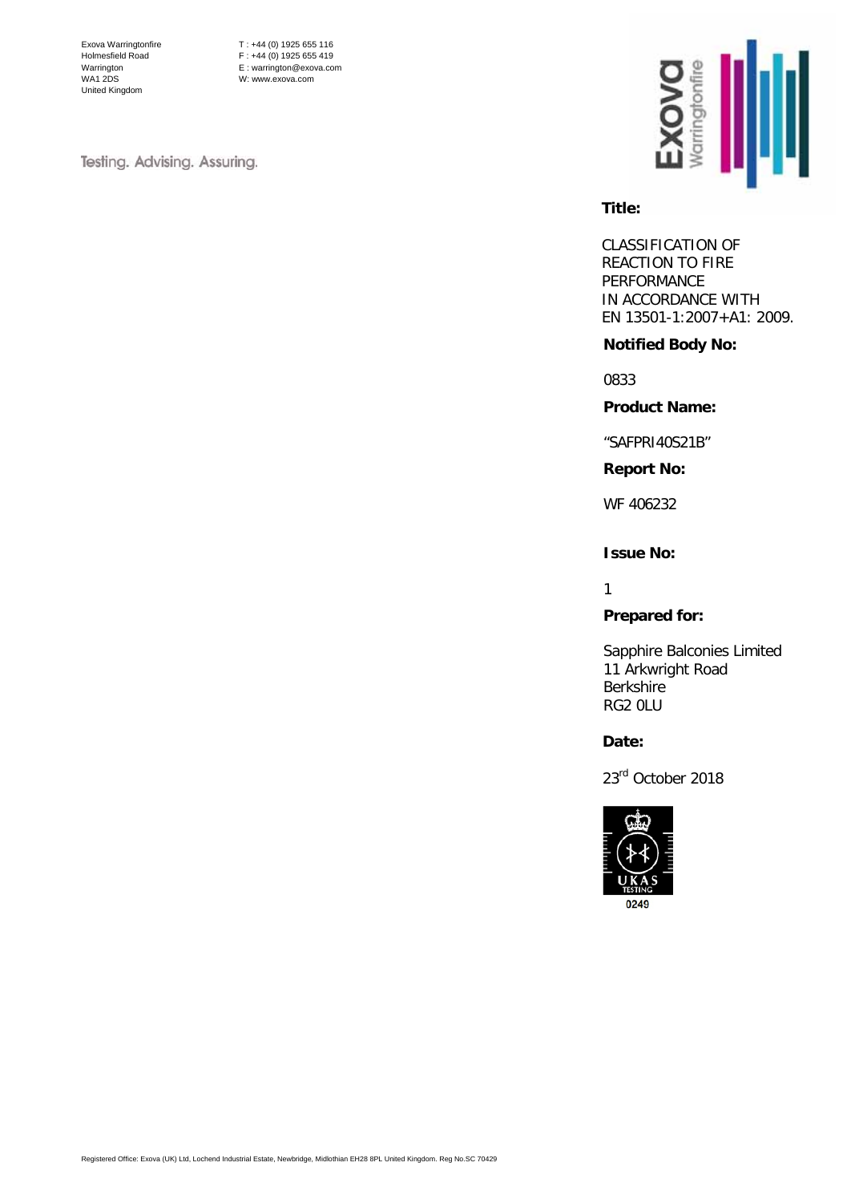Exova Warringtonfire
Holmesfield Road
Warrington
WA1 2DS
United Kingdom

T : +44 (0) 1925 655 116
F : +44 (0) 1925 655 419
E : warrington@exova.com
W: www.exova.com

Testing. Advising. Assuring.

**Title:**

CLASSIFICATION OF REACTION TO FIRE PERFORMANCE IN ACCORDANCE WITH EN 13501-1:2007+A1: 2009.

**Notified Body No:**

0833

**Product Name:**

"SAFPRI40S21B"

**Report No:**

WF 406232

**Issue No:**

1

**Prepared for:**

Sapphire Balconies Limited
11 Arkwright Road
Berkshire
RG2 0LU

**Date:**

23rd October 2018

0249

Registered Office: Exova (UK) Ltd, Lochend Industrial Estate, Newbridge, Midlothian EH28 8PL United Kingdom. Reg No.SC 70429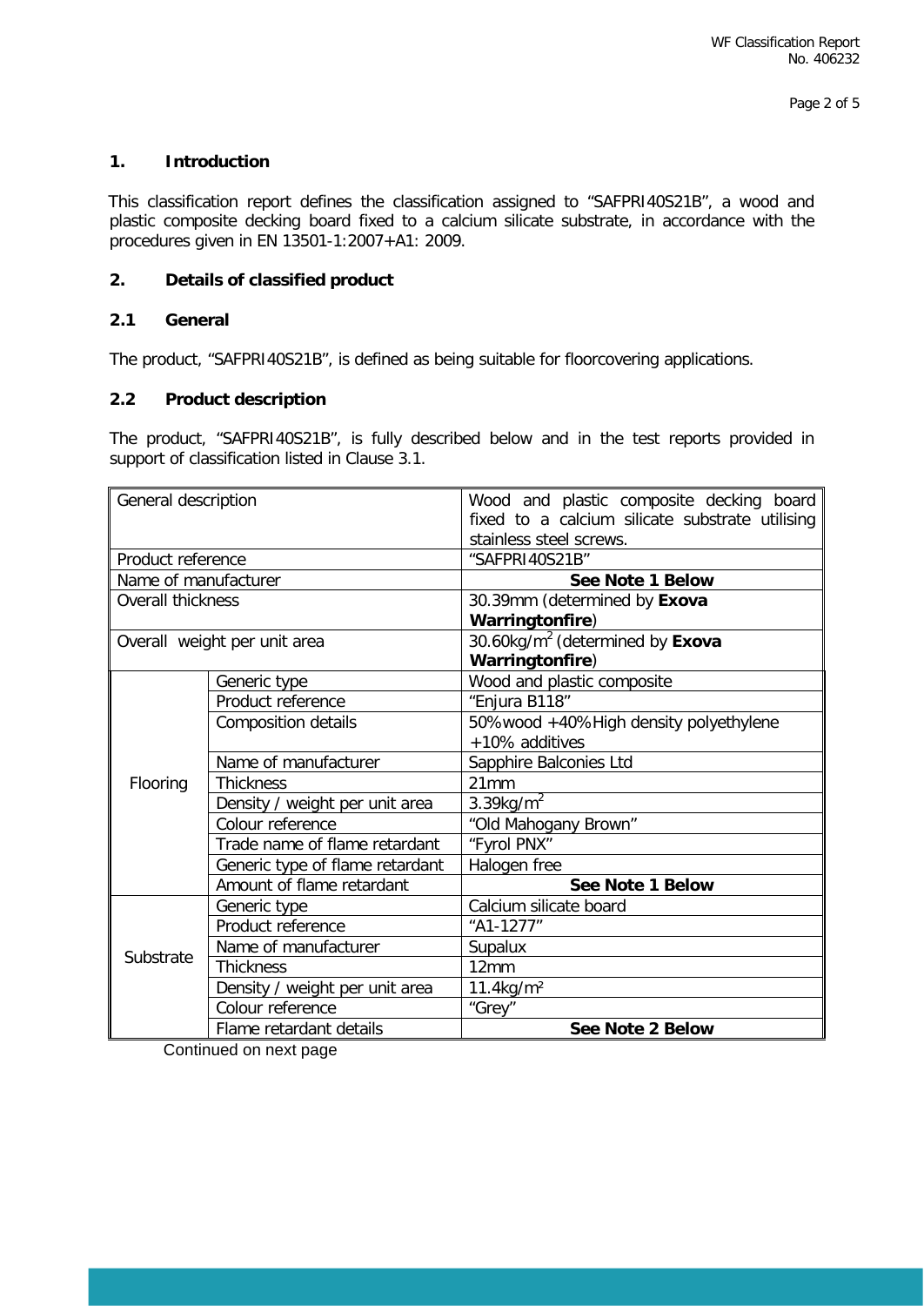## 1. Introduction

This classification report defines the classification assigned to "SAFPRI40S21B", a wood and plastic composite decking board fixed to a calcium silicate substrate, in accordance with the procedures given in EN 13501-1:2007+A1: 2009.

## 2. Details of classified product

### 2.1 General

The product, "SAFPRI40S21B", is defined as being suitable for floorcovering applications.

### 2.2 Product description

The product, "SAFPRI40S21B", is fully described below and in the test reports provided in support of classification listed in Clause 3.1.

| General description | | Wood and plastic composite decking board fixed to a calcium silicate substrate utilising stainless steel screws. |
|---|---|---|
| Product reference | | "SAFPRI40S21B" |
| Name of manufacturer | | **See Note 1 Below** |
| Overall thickness | | 30.39mm (determined by **Exova Warringtonfire**) |
| Overall weight per unit area | | 30.60kg/m² (determined by **Exova Warringtonfire**) |
| Flooring | Generic type | Wood and plastic composite |
| | Product reference | "Enjura B118" |
| | Composition details | 50%wood +40%High density polyethylene +10% additives |
| | Name of manufacturer | Sapphire Balconies Ltd |
| | Thickness | 21mm |
| | Density / weight per unit area | 3.39kg/m² |
| | Colour reference | "Old Mahogany Brown" |
| | Trade name of flame retardant | "Fyrol PNX" |
| | Generic type of flame retardant | Halogen free |
| | Amount of flame retardant | **See Note 1 Below** |
| Substrate | Generic type | Calcium silicate board |
| | Product reference | "A1-1277" |
| | Name of manufacturer | Supalux |
| | Thickness | 12mm |
| | Density / weight per unit area | 11.4kg/m² |
| | Colour reference | "Grey" |
| | Flame retardant details | **See Note 2 Below** |

Continued on next page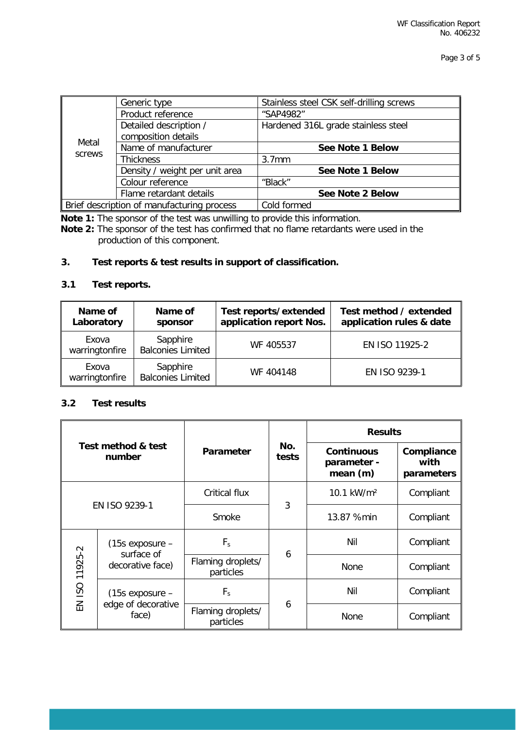| | | |
|---|---|---|
| Metal screws | Generic type | Stainless steel CSK self-drilling screws |
| | Product reference | "SAP4982" |
| | Detailed description / composition details | Hardened 316L grade stainless steel |
| | Name of manufacturer | **See Note 1 Below** |
| | Thickness | 3.7mm |
| | Density / weight per unit area | **See Note 1 Below** |
| | Colour reference | "Black" |
| | Flame retardant details | **See Note 2 Below** |
| Brief description of manufacturing process | | Cold formed |

**Note 1:** The sponsor of the test was unwilling to provide this information.

**Note 2:** The sponsor of the test has confirmed that no flame retardants were used in the production of this component.

## 3. Test reports & test results in support of classification.

### 3.1 Test reports.

| Name of Laboratory | Name of sponsor | Test reports/extended application report Nos. | Test method / extended application rules & date |
|---|---|---|---|
| Exova warringtonfire | Sapphire Balconies Limited | WF 405537 | EN ISO 11925-2 |
| Exova warringtonfire | Sapphire Balconies Limited | WF 404148 | EN ISO 9239-1 |

### 3.2 Test results

| Test method & test number | | Parameter | No. tests | Results | |
|---|---|---|---|---|---|
| | | | | Continuous parameter - mean (m) | Compliance with parameters |
| EN ISO 9239-1 | | Critical flux | 3 | 10.1 kW/m² | Compliant |
| | | Smoke | | 13.87 %min | Compliant |
| EN ISO 11925-2 | (15s exposure – surface of decorative face) | $F_s$ | 6 | Nil | Compliant |
| | | Flaming droplets/ particles | | None | Compliant |
| | (15s exposure – edge of decorative face) | $F_s$ | 6 | Nil | Compliant |
| | | Flaming droplets/ particles | | None | Compliant |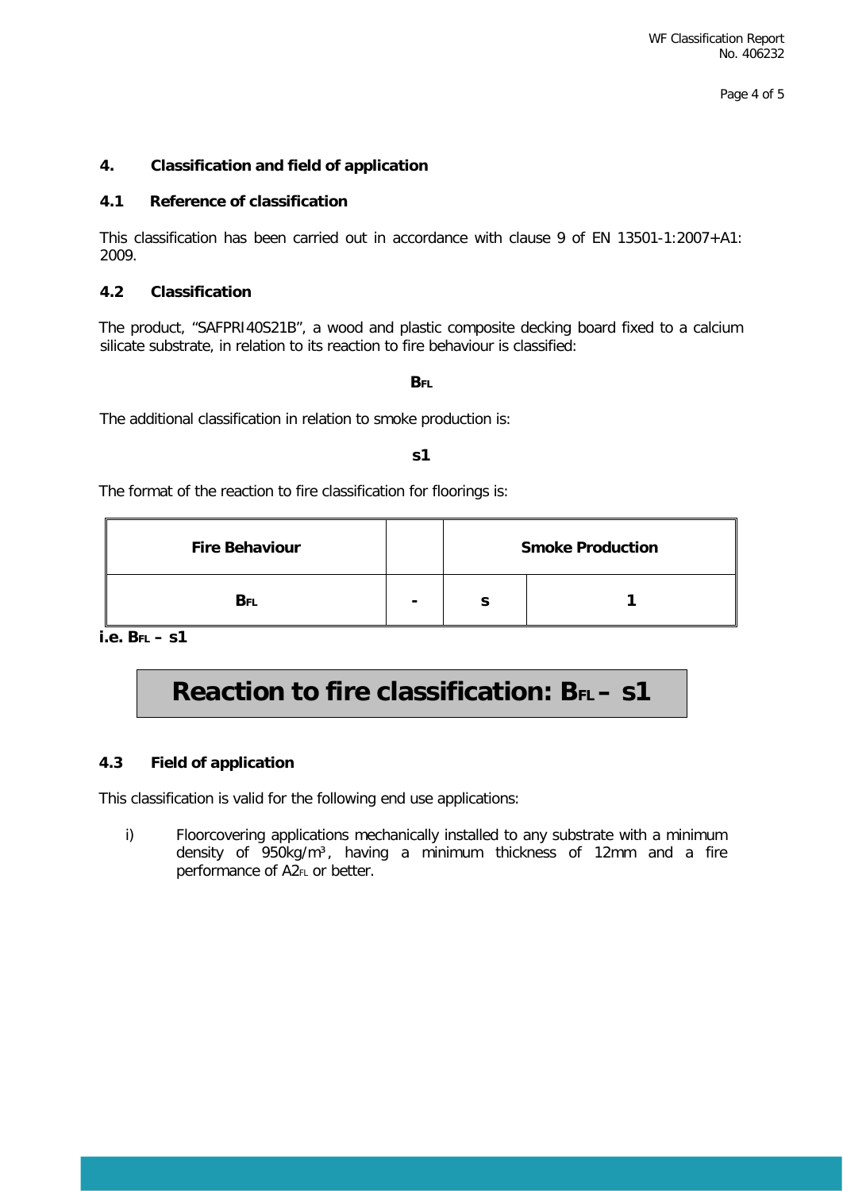## 4. Classification and field of application

### 4.1 Reference of classification

This classification has been carried out in accordance with clause 9 of EN 13501-1:2007+A1: 2009.

### 4.2 Classification

The product, "SAFPRI40S21B", a wood and plastic composite decking board fixed to a calcium silicate substrate, in relation to its reaction to fire behaviour is classified:

**$B_{FL}$**

The additional classification in relation to smoke production is:

**s1**

The format of the reaction to fire classification for floorings is:

| Fire Behaviour | | Smoke Production | |
|---|---|---|---|
| $B_{FL}$ | - | s | 1 |

**i.e. $B_{FL}$ – s1**

**Reaction to fire classification: $B_{FL}$ – s1**

### 4.3 Field of application

This classification is valid for the following end use applications:

i) Floorcovering applications mechanically installed to any substrate with a minimum density of 950kg/m³, having a minimum thickness of 12mm and a fire performance of $A2_{FL}$ or better.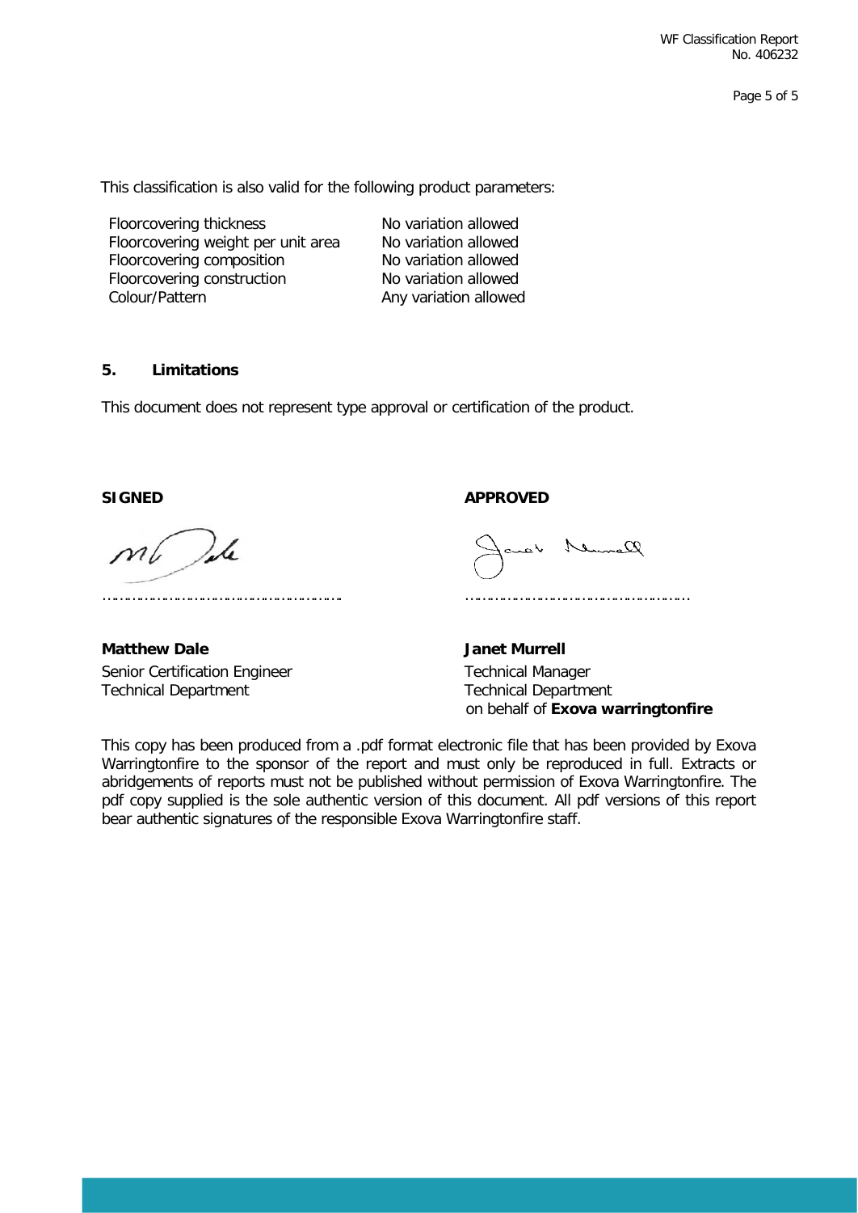This classification is also valid for the following product parameters:

| | |
|---|---|
| Floorcovering thickness | No variation allowed |
| Floorcovering weight per unit area | No variation allowed |
| Floorcovering composition | No variation allowed |
| Floorcovering construction | No variation allowed |
| Colour/Pattern | Any variation allowed |

## 5. Limitations

This document does not represent type approval or certification of the product.

**SIGNED**

…………………………………………

**Matthew Dale**
Senior Certification Engineer
Technical Department

**APPROVED**

…………………………………………

**Janet Murrell**
Technical Manager
Technical Department
on behalf of **Exova warringtonfire**

This copy has been produced from a .pdf format electronic file that has been provided by Exova Warringtonfire to the sponsor of the report and must only be reproduced in full. Extracts or abridgements of reports must not be published without permission of Exova Warringtonfire. The pdf copy supplied is the sole authentic version of this document. All pdf versions of this report bear authentic signatures of the responsible Exova Warringtonfire staff.